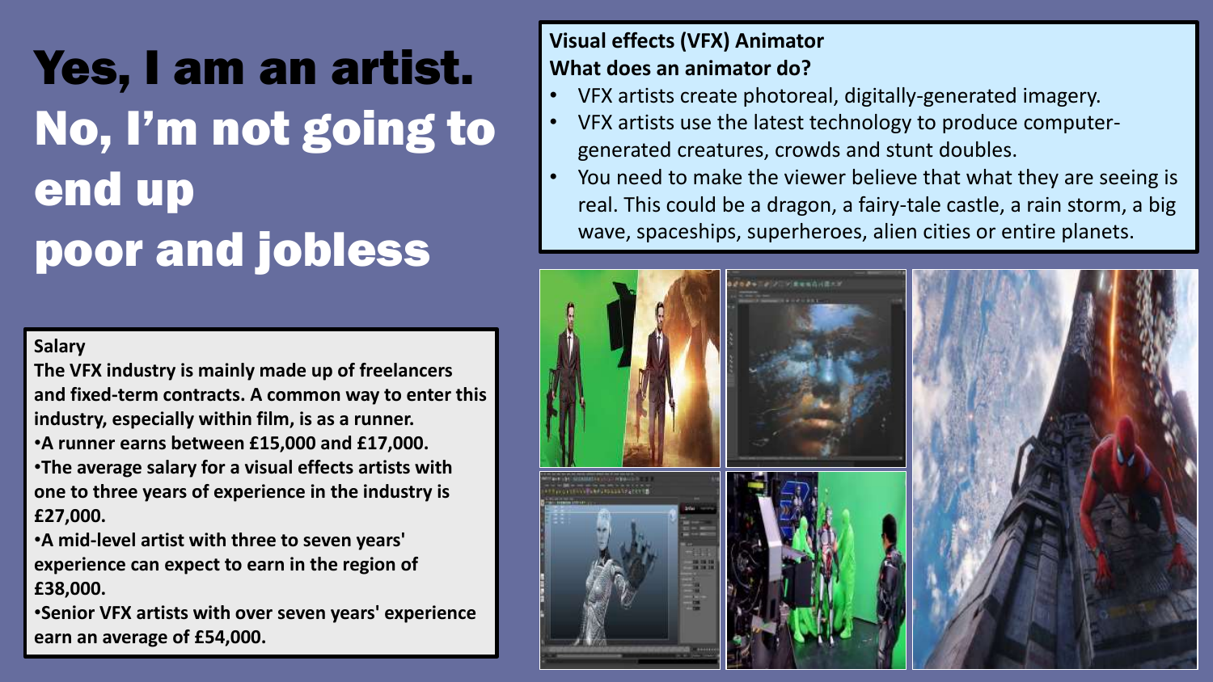# Yes, I am an artist. No, I'm not going to end up poor and jobless

**Visual effects (VFX) Animator**
**What does an animator do?**

- VFX artists create photoreal, digitally-generated imagery.
- VFX artists use the latest technology to produce computer-generated creatures, crowds and stunt doubles.
- You need to make the viewer believe that what they are seeing is real. This could be a dragon, a fairy-tale castle, a rain storm, a big wave, spaceships, superheroes, alien cities or entire planets.

**Salary**

**The VFX industry is mainly made up of freelancers and fixed-term contracts. A common way to enter this industry, especially within film, is as a runner.**

- **A runner earns between £15,000 and £17,000.**
- **The average salary for a visual effects artists with one to three years of experience in the industry is £27,000.**
- **A mid-level artist with three to seven years' experience can expect to earn in the region of £38,000.**
- **Senior VFX artists with over seven years' experience earn an average of £54,000.**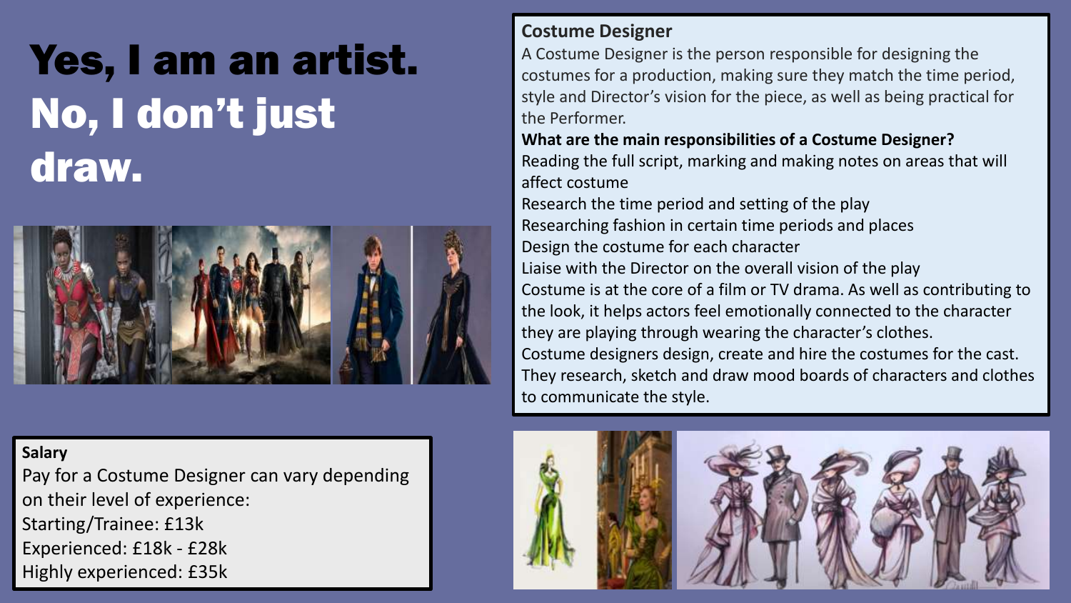# Yes, I am an artist. No, I don't just draw.

## Costume Designer

A Costume Designer is the person responsible for designing the costumes for a production, making sure they match the time period, style and Director's vision for the piece, as well as being practical for the Performer.

**What are the main responsibilities of a Costume Designer?**

Reading the full script, marking and making notes on areas that will affect costume

Research the time period and setting of the play

Researching fashion in certain time periods and places

Design the costume for each character

Liaise with the Director on the overall vision of the play

Costume is at the core of a film or TV drama. As well as contributing to the look, it helps actors feel emotionally connected to the character they are playing through wearing the character's clothes.

Costume designers design, create and hire the costumes for the cast. They research, sketch and draw mood boards of characters and clothes to communicate the style.

## Salary

Pay for a Costume Designer can vary depending on their level of experience:

Starting/Trainee: £13k

Experienced: £18k - £28k

Highly experienced: £35k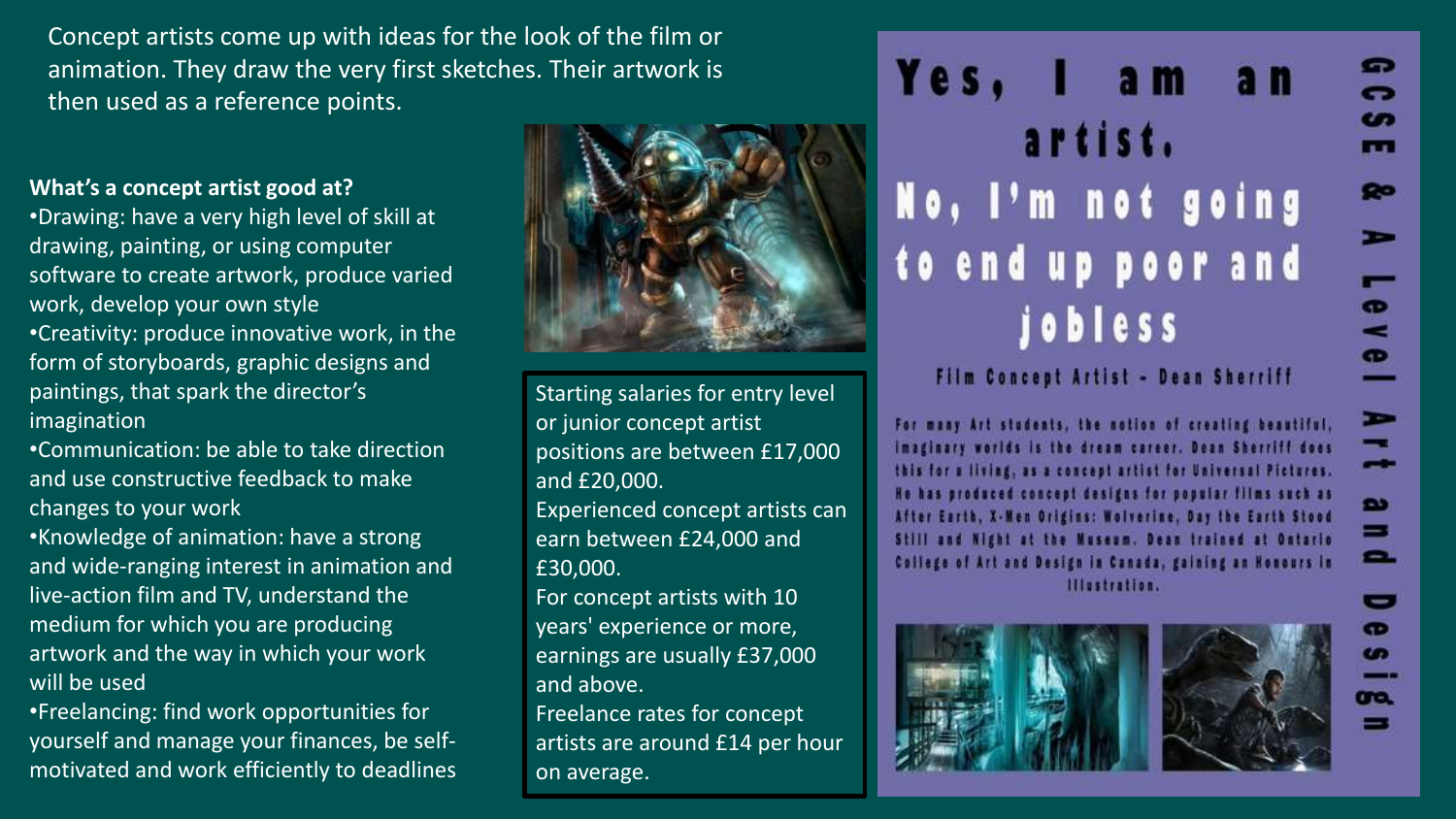Concept artists come up with ideas for the look of the film or animation. They draw the very first sketches. Their artwork is then used as a reference points.

**What's a concept artist good at?**

- Drawing: have a very high level of skill at drawing, painting, or using computer software to create artwork, produce varied work, develop your own style
- Creativity: produce innovative work, in the form of storyboards, graphic designs and paintings, that spark the director's imagination
- Communication: be able to take direction and use constructive feedback to make changes to your work
- Knowledge of animation: have a strong and wide-ranging interest in animation and live-action film and TV, understand the medium for which you are producing artwork and the way in which your work will be used
- Freelancing: find work opportunities for yourself and manage your finances, be self-motivated and work efficiently to deadlines

Starting salaries for entry level or junior concept artist positions are between £17,000 and £20,000.
Experienced concept artists can earn between £24,000 and £30,000.
For concept artists with 10 years' experience or more, earnings are usually £37,000 and above.
Freelance rates for concept artists are around £14 per hour on average.

# Yes, I am an artist. No, I'm not going to end up poor and jobless

### Film Concept Artist - Dean Sherriff

For many Art students, the notion of creating beautiful, imaginary worlds is the dream career. Dean Sherriff does this for a living, as a concept artist for Universal Pictures. He has produced concept designs for popular films such as After Earth, X-Men Origins: Wolverine, Day the Earth Stood Still and Night at the Museum. Dean trained at Ontario College of Art and Design in Canada, gaining an Honours in Illustration.

GCSE & A Level Art and Design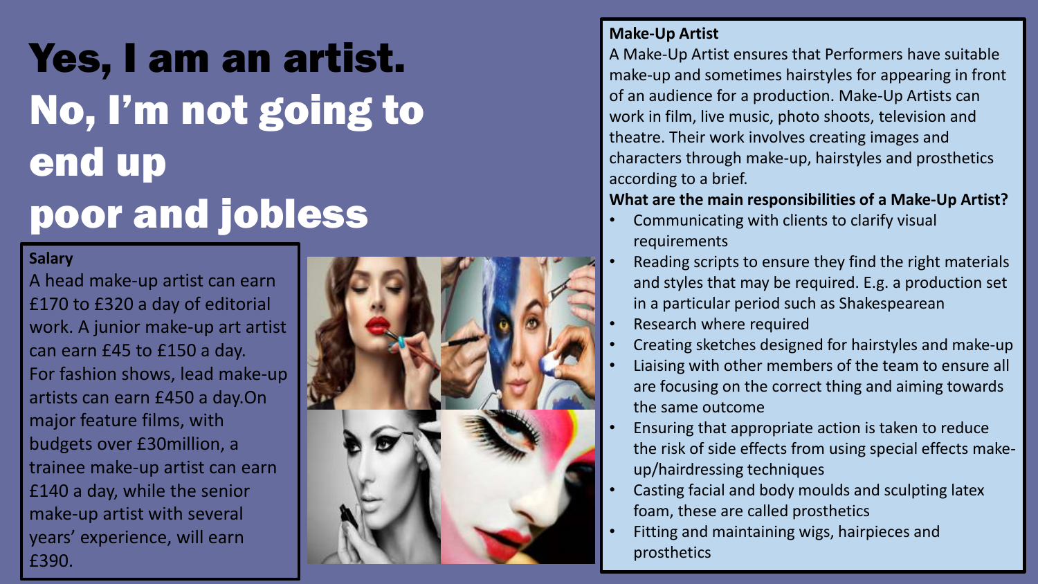# Yes, I am an artist. No, I'm not going to end up poor and jobless

**Salary**

A head make-up artist can earn £170 to £320 a day of editorial work. A junior make-up art artist can earn £45 to £150 a day. For fashion shows, lead make-up artists can earn £450 a day.On major feature films, with budgets over £30million, a trainee make-up artist can earn £140 a day, while the senior make-up artist with several years' experience, will earn £390.

**Make-Up Artist**

A Make-Up Artist ensures that Performers have suitable make-up and sometimes hairstyles for appearing in front of an audience for a production. Make-Up Artists can work in film, live music, photo shoots, television and theatre. Their work involves creating images and characters through make-up, hairstyles and prosthetics according to a brief.

**What are the main responsibilities of a Make-Up Artist?**

- Communicating with clients to clarify visual requirements
- Reading scripts to ensure they find the right materials and styles that may be required. E.g. a production set in a particular period such as Shakespearean
- Research where required
- Creating sketches designed for hairstyles and make-up
- Liaising with other members of the team to ensure all are focusing on the correct thing and aiming towards the same outcome
- Ensuring that appropriate action is taken to reduce the risk of side effects from using special effects make-up/hairdressing techniques
- Casting facial and body moulds and sculpting latex foam, these are called prosthetics
- Fitting and maintaining wigs, hairpieces and prosthetics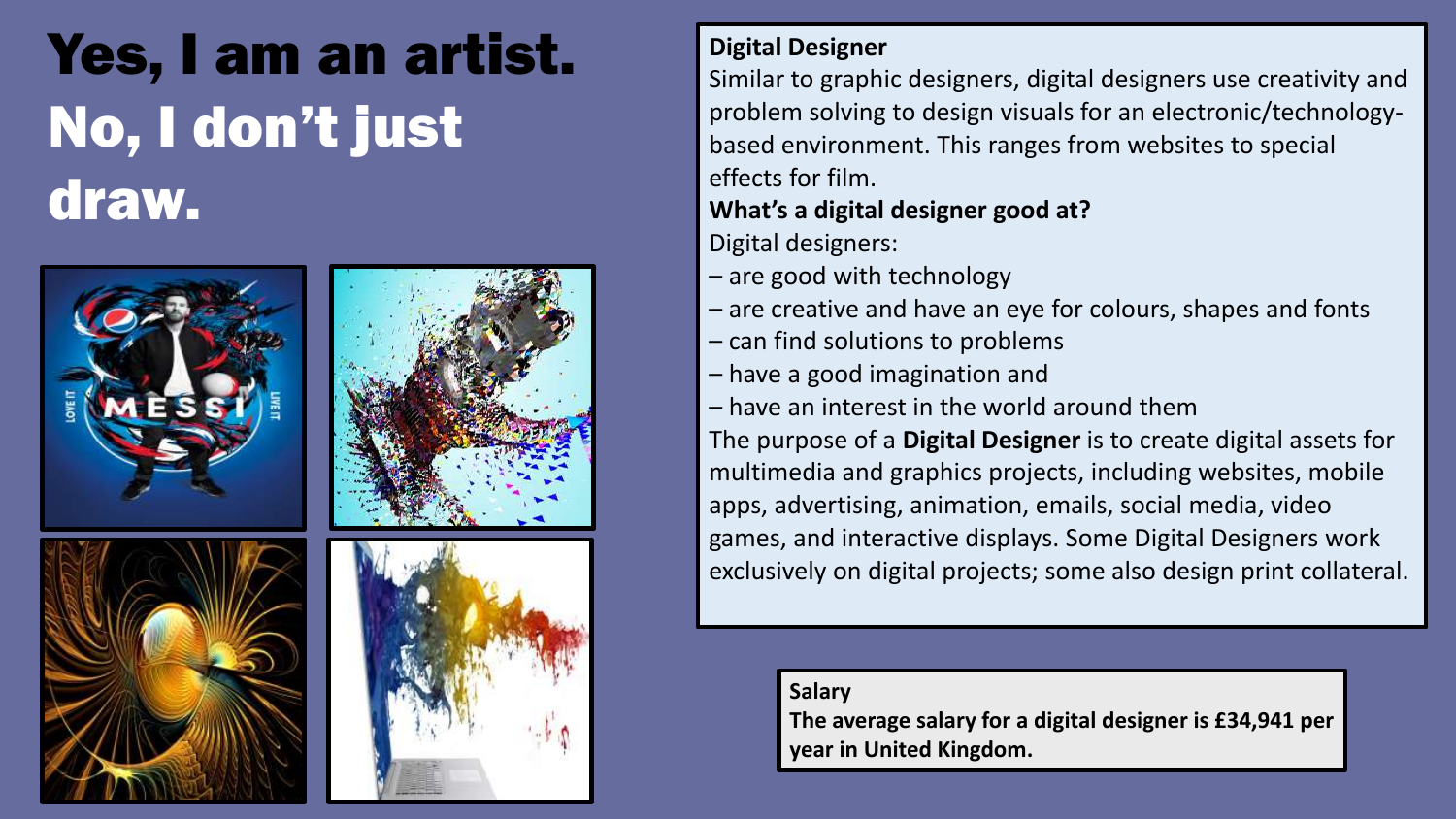# Yes, I am an artist. No, I don't just draw.

**Digital Designer**

Similar to graphic designers, digital designers use creativity and problem solving to design visuals for an electronic/technology-based environment. This ranges from websites to special effects for film.

**What's a digital designer good at?**

Digital designers:

– are good with technology
– are creative and have an eye for colours, shapes and fonts
– can find solutions to problems
– have a good imagination and
– have an interest in the world around them

The purpose of a **Digital Designer** is to create digital assets for multimedia and graphics projects, including websites, mobile apps, advertising, animation, emails, social media, video games, and interactive displays. Some Digital Designers work exclusively on digital projects; some also design print collateral.

**Salary**

**The average salary for a digital designer is £34,941 per year in United Kingdom.**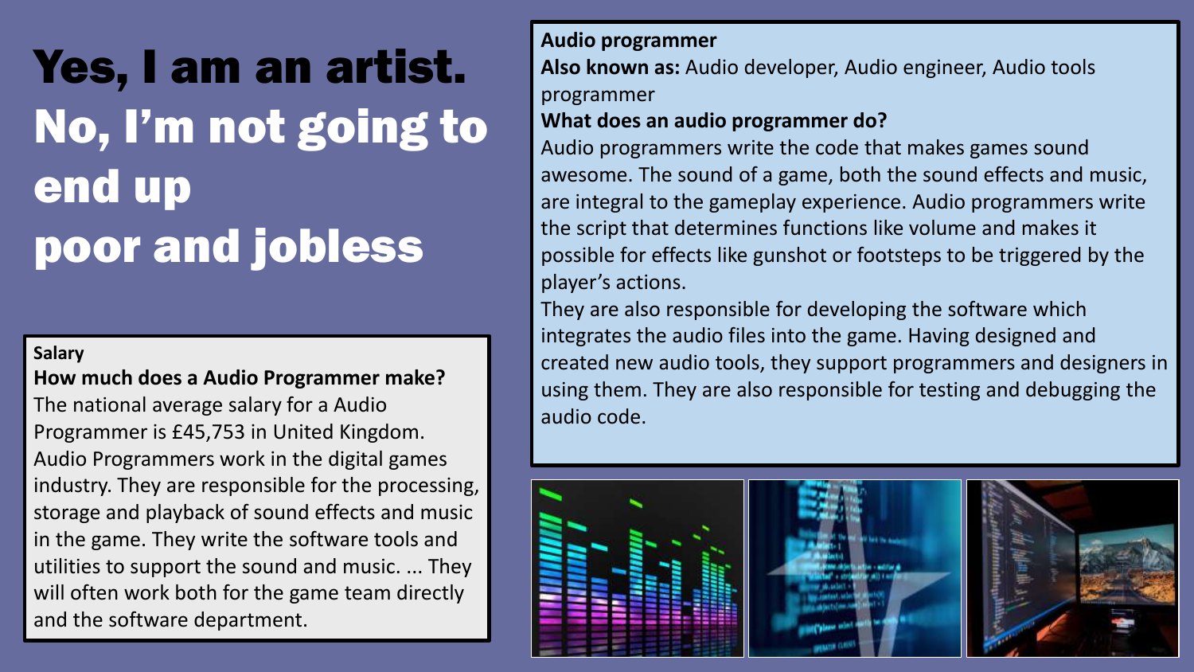# Yes, I am an artist. No, I'm not going to end up poor and jobless

**Salary**

**How much does a Audio Programmer make?**

The national average salary for a Audio Programmer is £45,753 in United Kingdom. Audio Programmers work in the digital games industry. They are responsible for the processing, storage and playback of sound effects and music in the game. They write the software tools and utilities to support the sound and music. ... They will often work both for the game team directly and the software department.

**Audio programmer**

**Also known as:** Audio developer, Audio engineer, Audio tools programmer

**What does an audio programmer do?**

Audio programmers write the code that makes games sound awesome. The sound of a game, both the sound effects and music, are integral to the gameplay experience. Audio programmers write the script that determines functions like volume and makes it possible for effects like gunshot or footsteps to be triggered by the player's actions.

They are also responsible for developing the software which integrates the audio files into the game. Having designed and created new audio tools, they support programmers and designers in using them. They are also responsible for testing and debugging the audio code.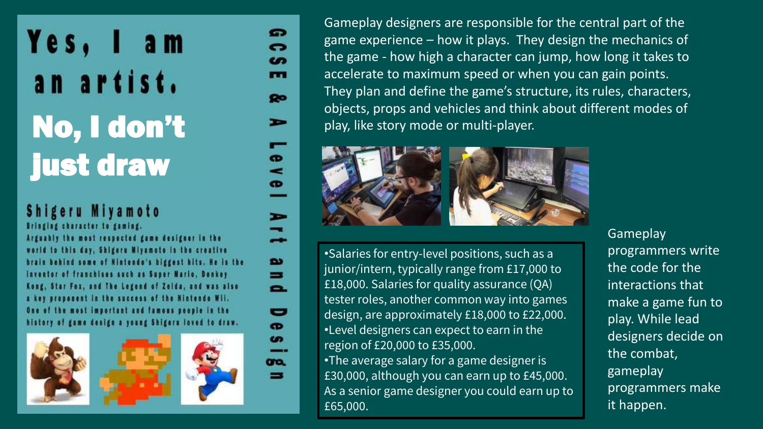# Yes, I am an artist.

# No, I don't just draw

GCSE & A Level Art and Design

## Shigeru Miyamoto

Bringing character to gaming.

Arguably the most respected game designer in the world to this day, Shigeru Miyamoto is the creative brain behind some of Nintendo's biggest hits. He is the inventor of franchises such as Super Mario, Donkey Kong, Star Fox, and The Legend of Zelda, and was also a key proponent in the success of the Nintendo Wii. One of the most important and famous people in the history of game design a young Shigeru loved to draw.

Gameplay designers are responsible for the central part of the game experience – how it plays. They design the mechanics of the game - how high a character can jump, how long it takes to accelerate to maximum speed or when you can gain points. They plan and define the game's structure, its rules, characters, objects, props and vehicles and think about different modes of play, like story mode or multi-player.

- Salaries for entry-level positions, such as a junior/intern, typically range from £17,000 to £18,000. Salaries for quality assurance (QA) tester roles, another common way into games design, are approximately £18,000 to £22,000.
- Level designers can expect to earn in the region of £20,000 to £35,000.
- The average salary for a game designer is £30,000, although you can earn up to £45,000. As a senior game designer you could earn up to £65,000.

Gameplay programmers write the code for the interactions that make a game fun to play. While lead designers decide on the combat, gameplay programmers make it happen.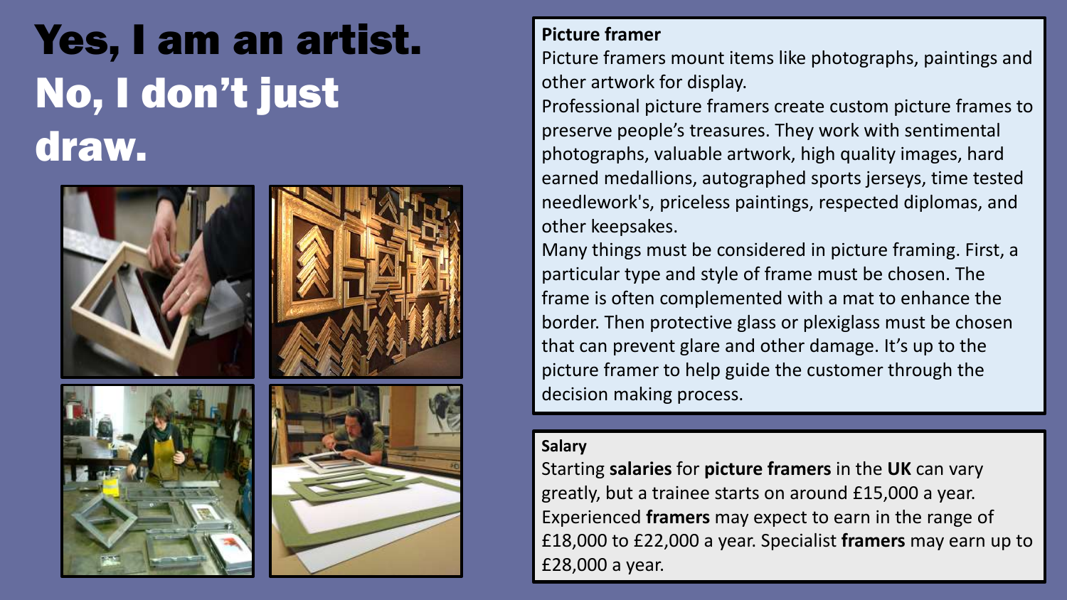# Yes, I am an artist. No, I don't just draw.

**Picture framer**

Picture framers mount items like photographs, paintings and other artwork for display.

Professional picture framers create custom picture frames to preserve people's treasures. They work with sentimental photographs, valuable artwork, high quality images, hard earned medallions, autographed sports jerseys, time tested needlework's, priceless paintings, respected diplomas, and other keepsakes.

Many things must be considered in picture framing. First, a particular type and style of frame must be chosen. The frame is often complemented with a mat to enhance the border. Then protective glass or plexiglass must be chosen that can prevent glare and other damage. It's up to the picture framer to help guide the customer through the decision making process.

**Salary**

Starting **salaries** for **picture framers** in the **UK** can vary greatly, but a trainee starts on around £15,000 a year. Experienced **framers** may expect to earn in the range of £18,000 to £22,000 a year. Specialist **framers** may earn up to £28,000 a year.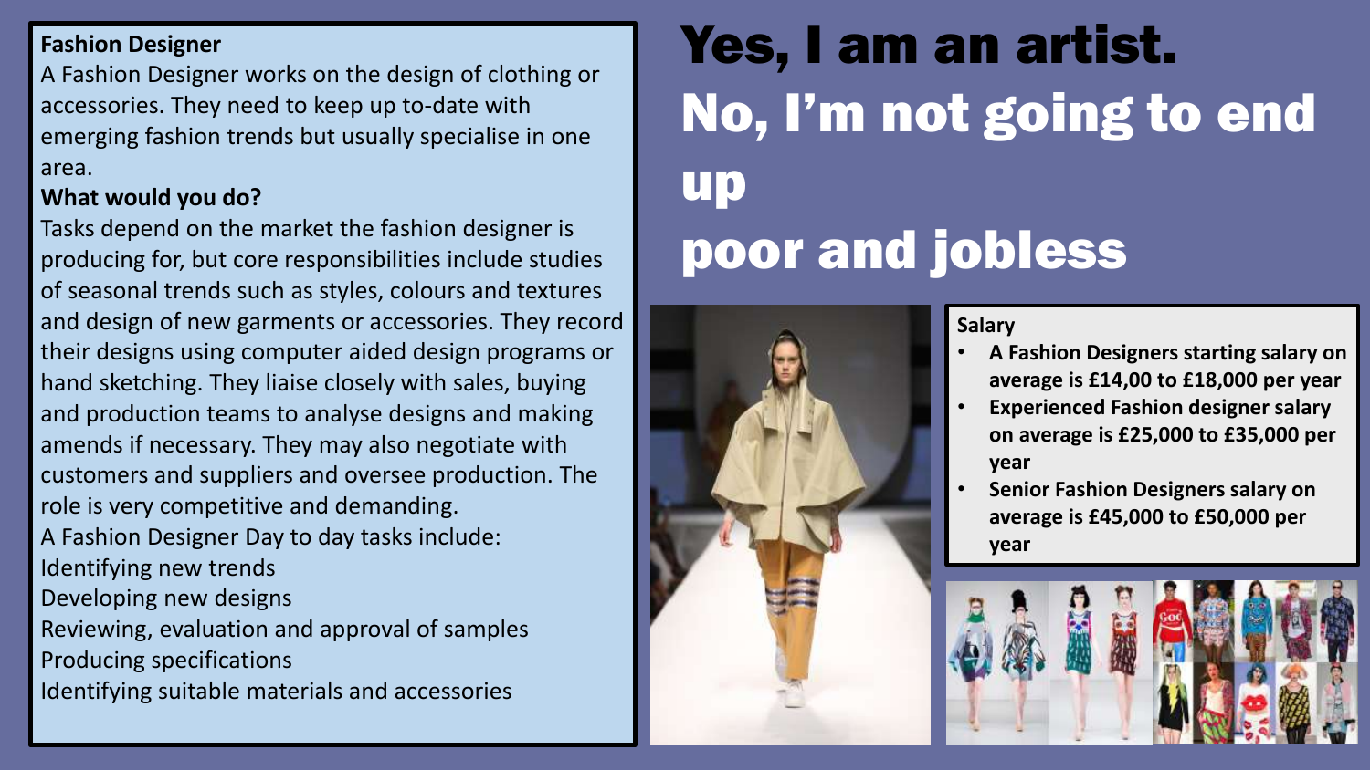# Yes, I am an artist. No, I'm not going to end up poor and jobless

**Fashion Designer**

A Fashion Designer works on the design of clothing or accessories. They need to keep up to-date with emerging fashion trends but usually specialise in one area.

**What would you do?**

Tasks depend on the market the fashion designer is producing for, but core responsibilities include studies of seasonal trends such as styles, colours and textures and design of new garments or accessories. They record their designs using computer aided design programs or hand sketching. They liaise closely with sales, buying and production teams to analyse designs and making amends if necessary. They may also negotiate with customers and suppliers and oversee production. The role is very competitive and demanding.

A Fashion Designer Day to day tasks include:

Identifying new trends

Developing new designs

Reviewing, evaluation and approval of samples

Producing specifications

Identifying suitable materials and accessories

**Salary**

- **A Fashion Designers starting salary on average is £14,00 to £18,000 per year**
- **Experienced Fashion designer salary on average is £25,000 to £35,000 per year**
- **Senior Fashion Designers salary on average is £45,000 to £50,000 per year**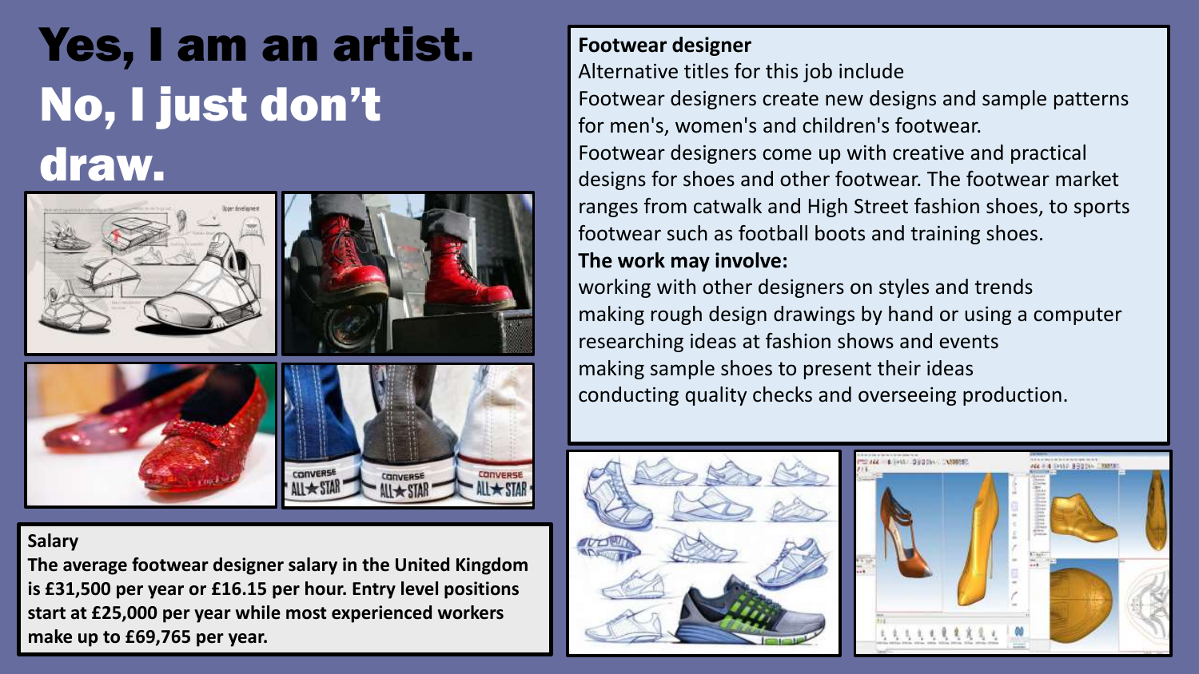# Yes, I am an artist. No, I just don't draw.

**Footwear designer**

Alternative titles for this job include

Footwear designers create new designs and sample patterns for men's, women's and children's footwear.

Footwear designers come up with creative and practical designs for shoes and other footwear. The footwear market ranges from catwalk and High Street fashion shoes, to sports footwear such as football boots and training shoes.

**The work may involve:**

working with other designers on styles and trends

making rough design drawings by hand or using a computer

researching ideas at fashion shows and events

making sample shoes to present their ideas

conducting quality checks and overseeing production.

**Salary**

**The average footwear designer salary in the United Kingdom is £31,500 per year or £16.15 per hour. Entry level positions start at £25,000 per year while most experienced workers make up to £69,765 per year.**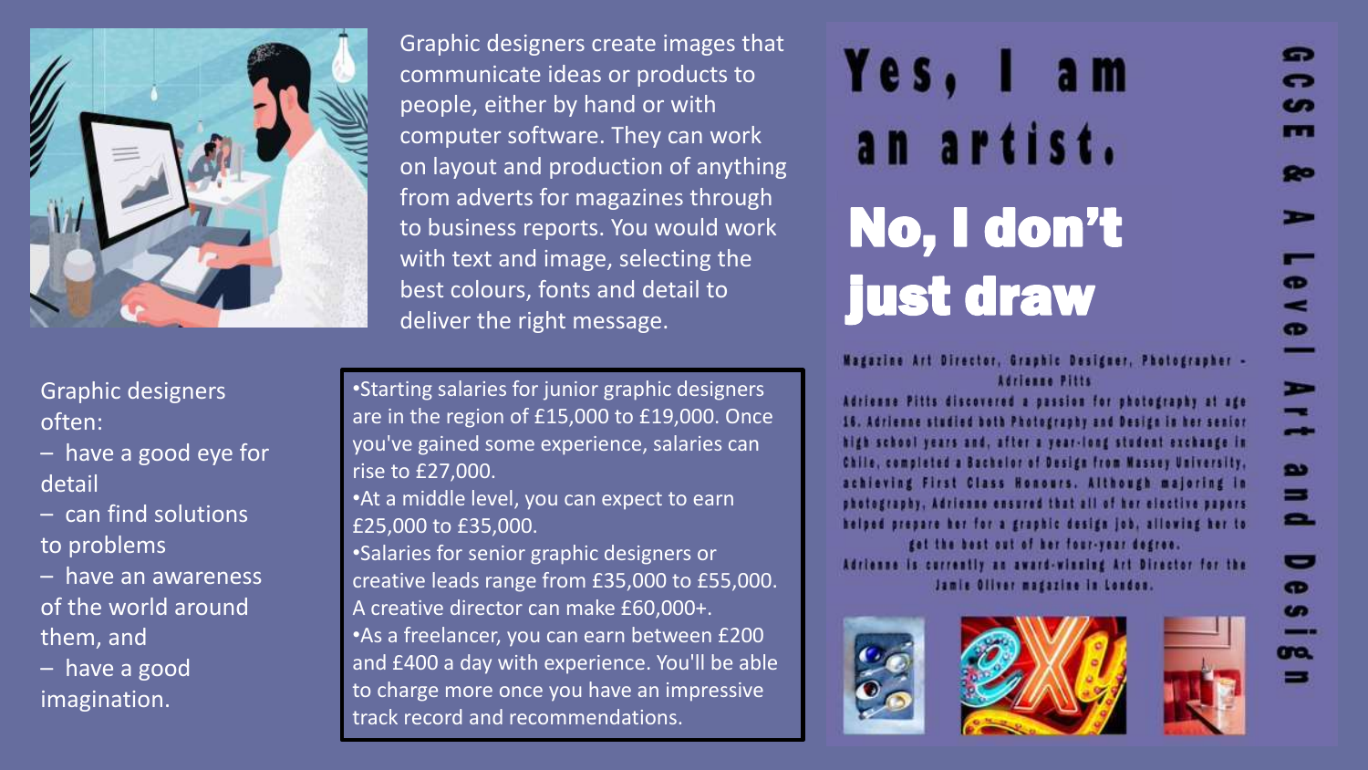Graphic designers create images that communicate ideas or products to people, either by hand or with computer software. They can work on layout and production of anything from adverts for magazines through to business reports. You would work with text and image, selecting the best colours, fonts and detail to deliver the right message.

Graphic designers often:

- have a good eye for detail
- can find solutions to problems
- have an awareness of the world around them, and
- have a good imagination.

- Starting salaries for junior graphic designers are in the region of £15,000 to £19,000. Once you've gained some experience, salaries can rise to £27,000.
- At a middle level, you can expect to earn £25,000 to £35,000.
- Salaries for senior graphic designers or creative leads range from £35,000 to £55,000. A creative director can make £60,000+.
- As a freelancer, you can earn between £200 and £400 a day with experience. You'll be able to charge more once you have an impressive track record and recommendations.

# Yes, I am an artist.

# No, I don't just draw

**Magazine Art Director, Graphic Designer, Photographer - Adrienne Pitts**

Adrienne Pitts discovered a passion for photography at age 16. Adrienne studied both Photography and Design in her senior high school years and, after a year-long student exchange in Chile, completed a Bachelor of Design from Massey University, achieving First Class Honours. Although majoring in photography, Adrienne ensured that all of her elective papers helped prepare her for a graphic design job, allowing her to get the best out of her four-year degree.

Adrienne is currently an award-winning Art Director for the Jamie Oliver magazine in London.

GCSE & A Level Art and Design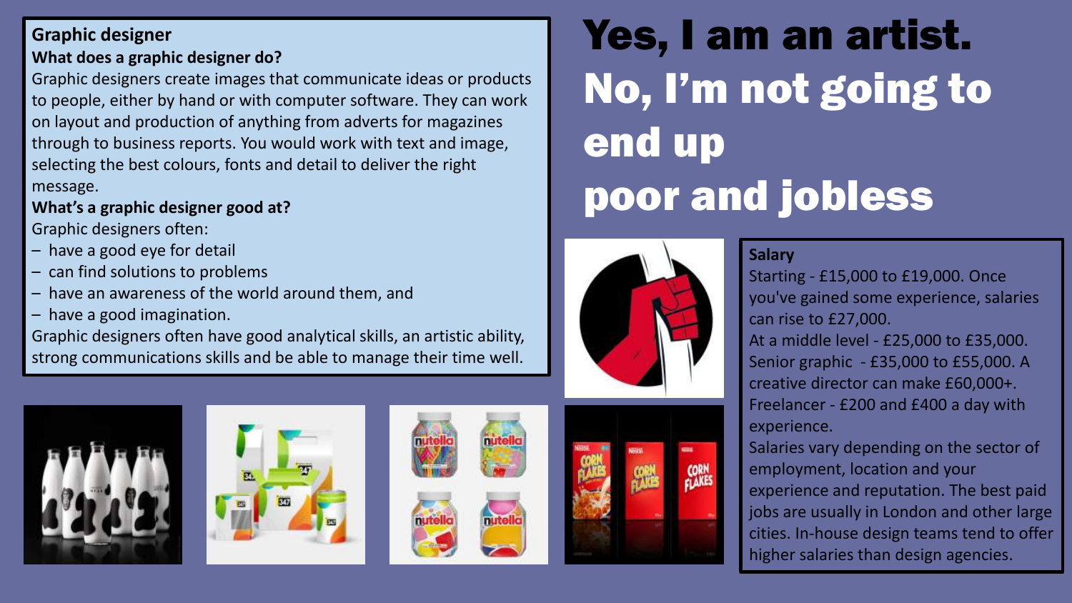# Yes, I am an artist. No, I'm not going to end up poor and jobless

## Graphic designer

**What does a graphic designer do?**

Graphic designers create images that communicate ideas or products to people, either by hand or with computer software. They can work on layout and production of anything from adverts for magazines through to business reports. You would work with text and image, selecting the best colours, fonts and detail to deliver the right message.

**What's a graphic designer good at?**

Graphic designers often:

- have a good eye for detail
- can find solutions to problems
- have an awareness of the world around them, and
- have a good imagination.

Graphic designers often have good analytical skills, an artistic ability, strong communications skills and be able to manage their time well.

**Salary**

Starting - £15,000 to £19,000. Once you've gained some experience, salaries can rise to £27,000.

At a middle level - £25,000 to £35,000.

Senior graphic - £35,000 to £55,000. A creative director can make £60,000+.

Freelancer - £200 and £400 a day with experience.

Salaries vary depending on the sector of employment, location and your experience and reputation. The best paid jobs are usually in London and other large cities. In-house design teams tend to offer higher salaries than design agencies.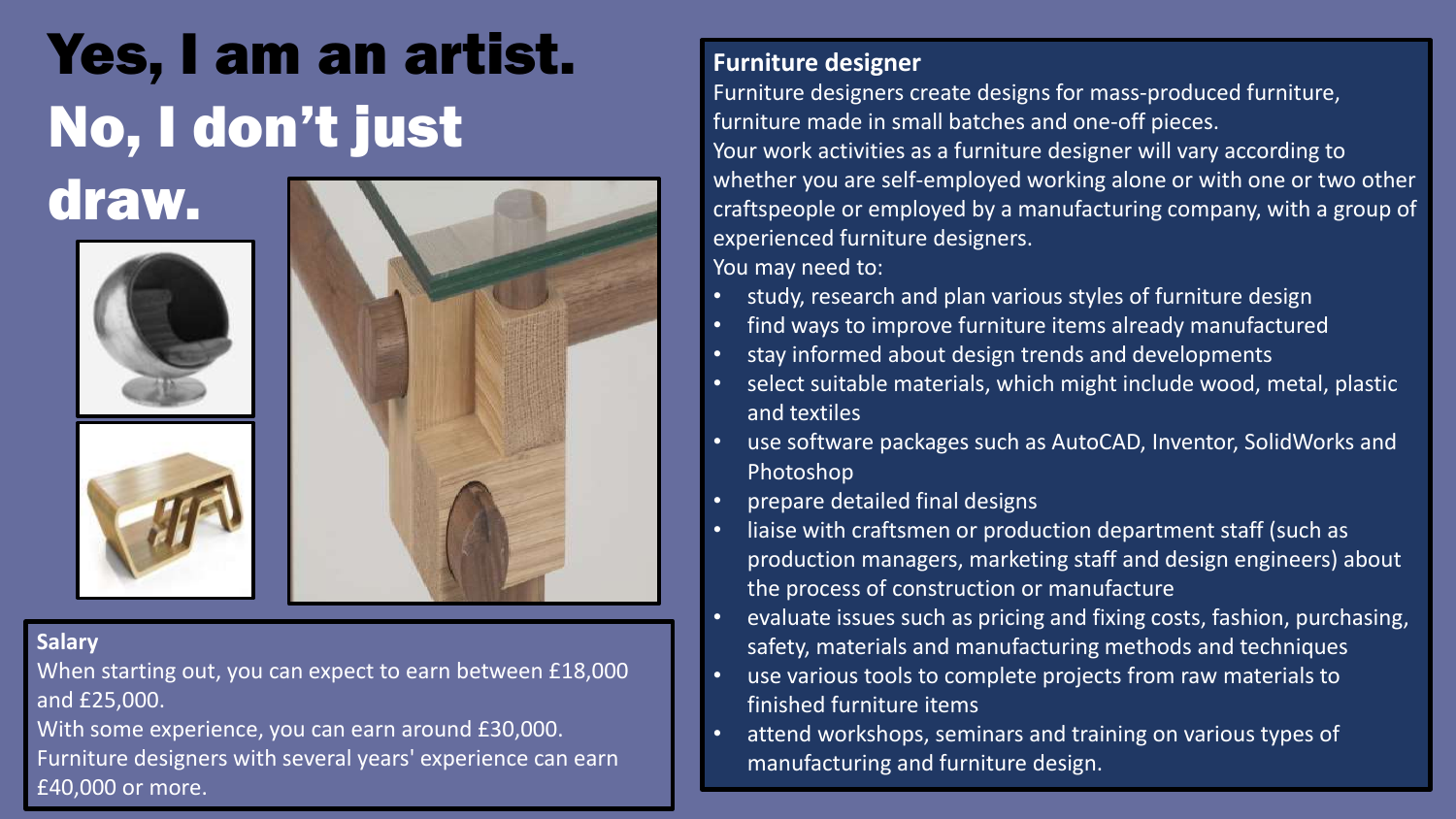# Yes, I am an artist. No, I don't just draw.

**Salary**

When starting out, you can expect to earn between £18,000 and £25,000.

With some experience, you can earn around £30,000.

Furniture designers with several years' experience can earn £40,000 or more.

**Furniture designer**

Furniture designers create designs for mass-produced furniture, furniture made in small batches and one-off pieces.

Your work activities as a furniture designer will vary according to whether you are self-employed working alone or with one or two other craftspeople or employed by a manufacturing company, with a group of experienced furniture designers.

You may need to:

- study, research and plan various styles of furniture design
- find ways to improve furniture items already manufactured
- stay informed about design trends and developments
- select suitable materials, which might include wood, metal, plastic and textiles
- use software packages such as AutoCAD, Inventor, SolidWorks and Photoshop
- prepare detailed final designs
- liaise with craftsmen or production department staff (such as production managers, marketing staff and design engineers) about the process of construction or manufacture
- evaluate issues such as pricing and fixing costs, fashion, purchasing, safety, materials and manufacturing methods and techniques
- use various tools to complete projects from raw materials to finished furniture items
- attend workshops, seminars and training on various types of manufacturing and furniture design.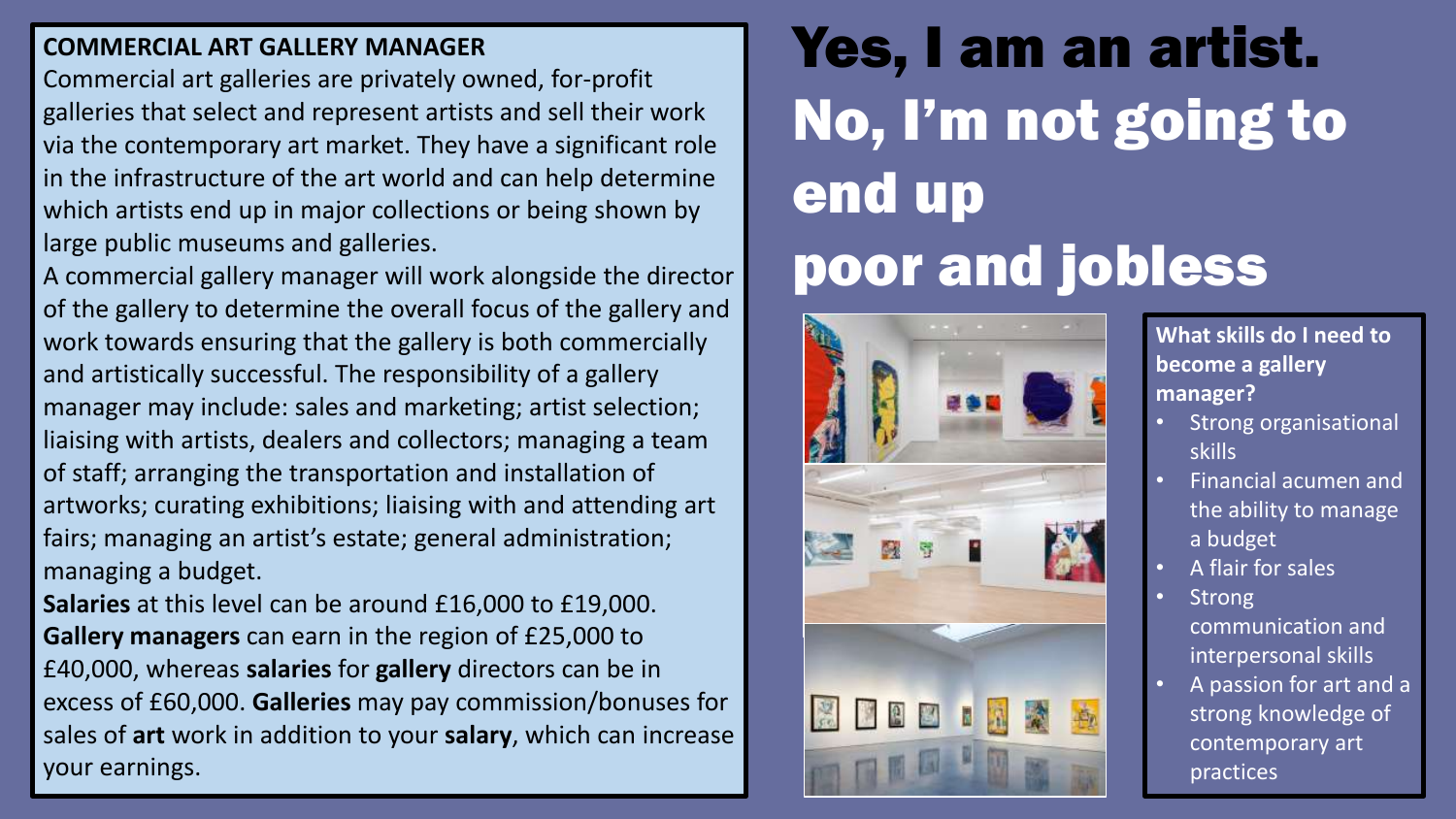# Yes, I am an artist. No, I'm not going to end up poor and jobless

**COMMERCIAL ART GALLERY MANAGER**

Commercial art galleries are privately owned, for-profit galleries that select and represent artists and sell their work via the contemporary art market. They have a significant role in the infrastructure of the art world and can help determine which artists end up in major collections or being shown by large public museums and galleries.

A commercial gallery manager will work alongside the director of the gallery to determine the overall focus of the gallery and work towards ensuring that the gallery is both commercially and artistically successful. The responsibility of a gallery manager may include: sales and marketing; artist selection; liaising with artists, dealers and collectors; managing a team of staff; arranging the transportation and installation of artworks; curating exhibitions; liaising with and attending art fairs; managing an artist's estate; general administration; managing a budget.

**Salaries** at this level can be around £16,000 to £19,000. **Gallery managers** can earn in the region of £25,000 to £40,000, whereas **salaries** for **gallery** directors can be in excess of £60,000. **Galleries** may pay commission/bonuses for sales of **art** work in addition to your **salary**, which can increase your earnings.

**What skills do I need to become a gallery manager?**

- Strong organisational skills
- Financial acumen and the ability to manage a budget
- A flair for sales
- Strong communication and interpersonal skills
- A passion for art and a strong knowledge of contemporary art practices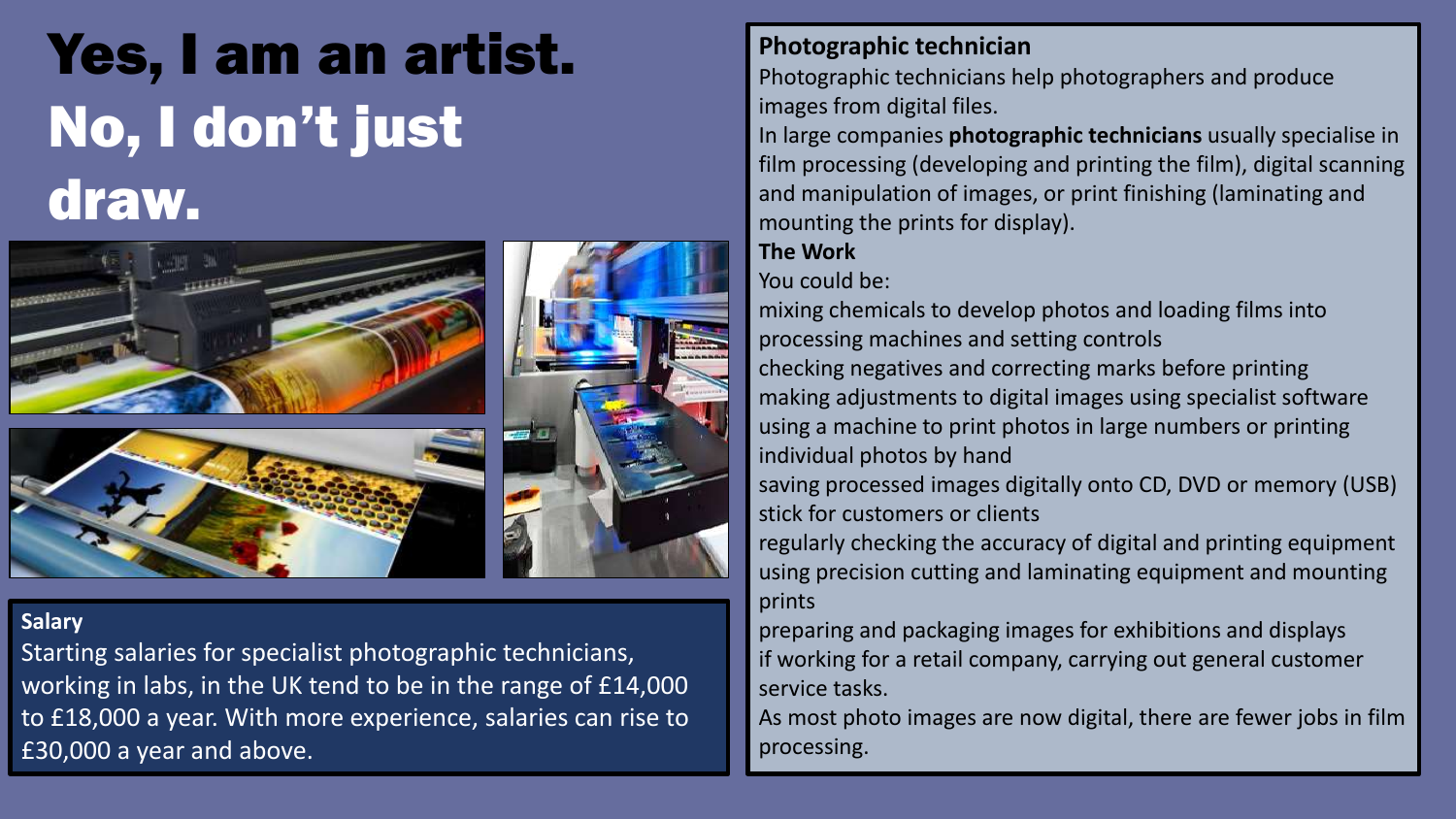# Yes, I am an artist. No, I don't just draw.

**Salary**

Starting salaries for specialist photographic technicians, working in labs, in the UK tend to be in the range of £14,000 to £18,000 a year. With more experience, salaries can rise to £30,000 a year and above.

**Photographic technician**

Photographic technicians help photographers and produce images from digital files.

In large companies **photographic technicians** usually specialise in film processing (developing and printing the film), digital scanning and manipulation of images, or print finishing (laminating and mounting the prints for display).

**The Work**

You could be:

mixing chemicals to develop photos and loading films into processing machines and setting controls

checking negatives and correcting marks before printing

making adjustments to digital images using specialist software

using a machine to print photos in large numbers or printing individual photos by hand

saving processed images digitally onto CD, DVD or memory (USB) stick for customers or clients

regularly checking the accuracy of digital and printing equipment

using precision cutting and laminating equipment and mounting prints

preparing and packaging images for exhibitions and displays

if working for a retail company, carrying out general customer service tasks.

As most photo images are now digital, there are fewer jobs in film processing.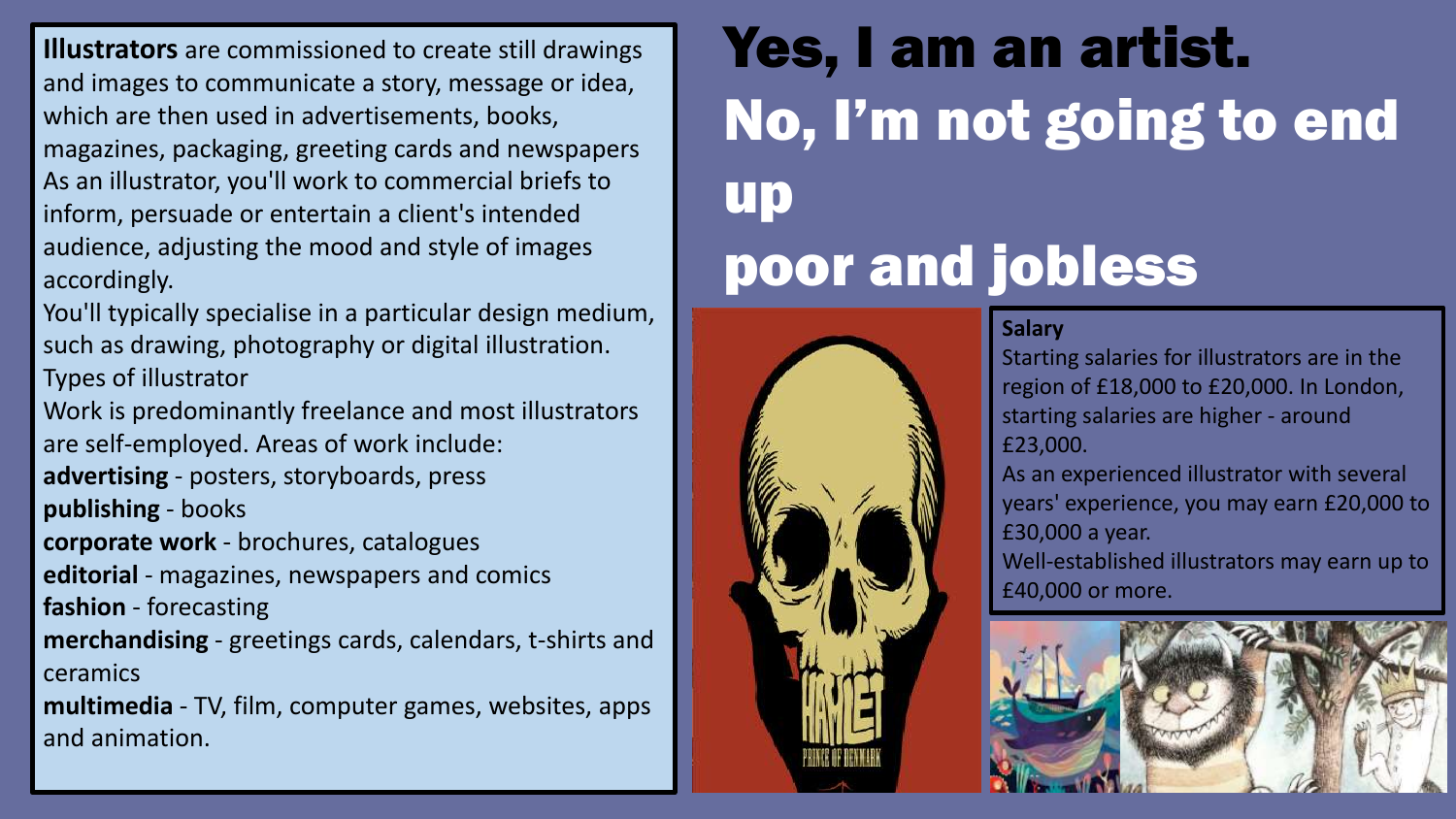# Yes, I am an artist. No, I'm not going to end up poor and jobless

**Illustrators** are commissioned to create still drawings and images to communicate a story, message or idea, which are then used in advertisements, books, magazines, packaging, greeting cards and newspapers As an illustrator, you'll work to commercial briefs to inform, persuade or entertain a client's intended audience, adjusting the mood and style of images accordingly.

You'll typically specialise in a particular design medium, such as drawing, photography or digital illustration.

Types of illustrator

Work is predominantly freelance and most illustrators are self-employed. Areas of work include:

**advertising** - posters, storyboards, press

**publishing** - books

**corporate work** - brochures, catalogues

**editorial** - magazines, newspapers and comics

**fashion** - forecasting

**merchandising** - greetings cards, calendars, t-shirts and ceramics

**multimedia** - TV, film, computer games, websites, apps and animation.

**Salary**

Starting salaries for illustrators are in the region of £18,000 to £20,000. In London, starting salaries are higher - around £23,000.

As an experienced illustrator with several years' experience, you may earn £20,000 to £30,000 a year.

Well-established illustrators may earn up to £40,000 or more.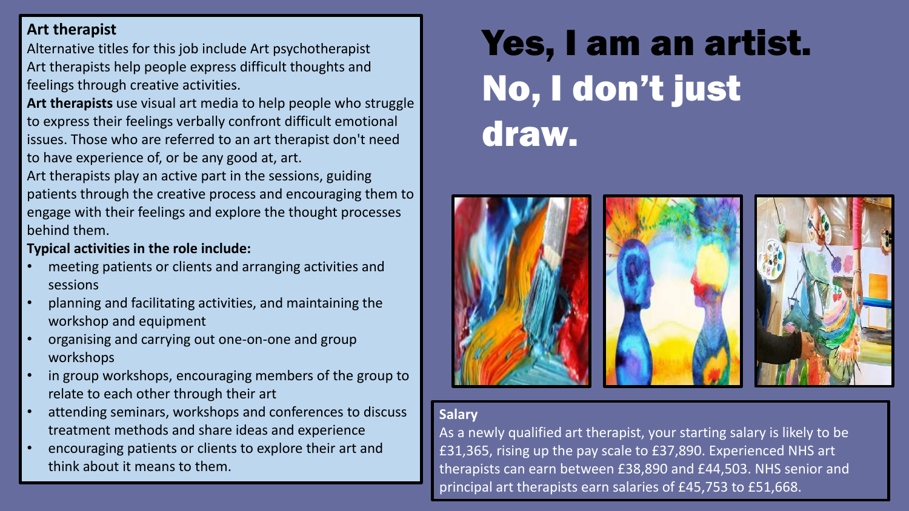# Yes, I am an artist. No, I don't just draw.

**Art therapist**

Alternative titles for this job include Art psychotherapist

Art therapists help people express difficult thoughts and feelings through creative activities.

**Art therapists** use visual art media to help people who struggle to express their feelings verbally confront difficult emotional issues. Those who are referred to an art therapist don't need to have experience of, or be any good at, art.

Art therapists play an active part in the sessions, guiding patients through the creative process and encouraging them to engage with their feelings and explore the thought processes behind them.

**Typical activities in the role include:**

- meeting patients or clients and arranging activities and sessions
- planning and facilitating activities, and maintaining the workshop and equipment
- organising and carrying out one-on-one and group workshops
- in group workshops, encouraging members of the group to relate to each other through their art
- attending seminars, workshops and conferences to discuss treatment methods and share ideas and experience
- encouraging patients or clients to explore their art and think about it means to them.

**Salary**

As a newly qualified art therapist, your starting salary is likely to be £31,365, rising up the pay scale to £37,890. Experienced NHS art therapists can earn between £38,890 and £44,503. NHS senior and principal art therapists earn salaries of £45,753 to £51,668.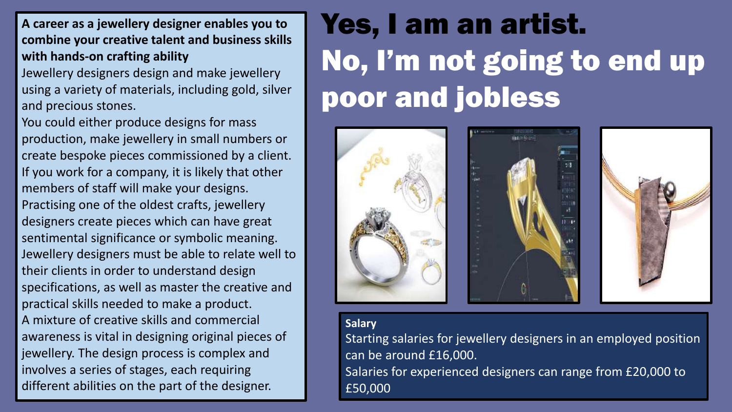# Yes, I am an artist. No, I'm not going to end up poor and jobless

**A career as a jewellery designer enables you to combine your creative talent and business skills with hands-on crafting ability**

Jewellery designers design and make jewellery using a variety of materials, including gold, silver and precious stones.

You could either produce designs for mass production, make jewellery in small numbers or create bespoke pieces commissioned by a client. If you work for a company, it is likely that other members of staff will make your designs.

Practising one of the oldest crafts, jewellery designers create pieces which can have great sentimental significance or symbolic meaning.

Jewellery designers must be able to relate well to their clients in order to understand design specifications, as well as master the creative and practical skills needed to make a product.

A mixture of creative skills and commercial awareness is vital in designing original pieces of jewellery. The design process is complex and involves a series of stages, each requiring different abilities on the part of the designer.

**Salary**

Starting salaries for jewellery designers in an employed position can be around £16,000.

Salaries for experienced designers can range from £20,000 to £50,000